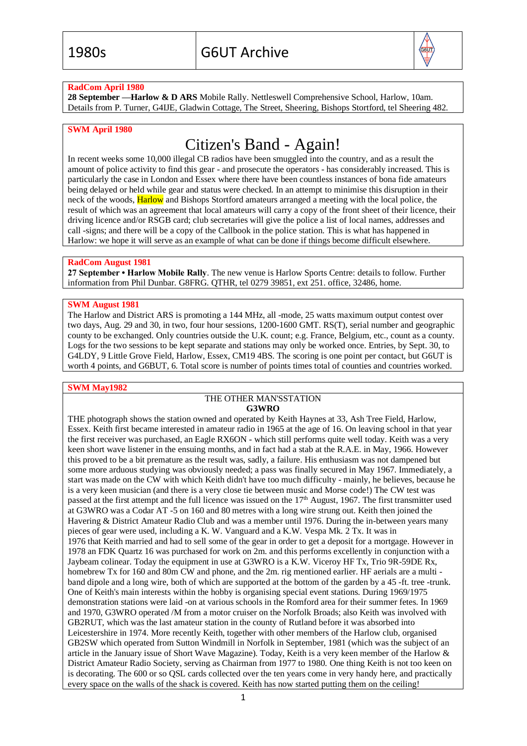| 1980s | G6UT Archive |
|---|---|

**RadCom April 1980**

**28 September —Harlow & D ARS** Mobile Rally. Nettleswell Comprehensive School, Harlow, 10am. Details from P. Turner, G4IJE, Gladwin Cottage, The Street, Sheering, Bishops Stortford, tel Sheering 482.

**SWM April 1980**

# Citizen's Band - Again!

In recent weeks some 10,000 illegal CB radios have been smuggled into the country, and as a result the amount of police activity to find this gear - and prosecute the operators - has considerably increased. This is particularly the case in London and Essex where there have been countless instances of bona fide amateurs being delayed or held while gear and status were checked. In an attempt to minimise this disruption in their neck of the woods, Harlow and Bishops Stortford amateurs arranged a meeting with the local police, the result of which was an agreement that local amateurs will carry a copy of the front sheet of their licence, their driving licence and/or RSGB card; club secretaries will give the police a list of local names, addresses and call -signs; and there will be a copy of the Callbook in the police station. This is what has happened in Harlow: we hope it will serve as an example of what can be done if things become difficult elsewhere.

**RadCom August 1981**

**27 September • Harlow Mobile Rally**. The new venue is Harlow Sports Centre: details to follow. Further information from Phil Dunbar. G8FRG. QTHR, tel 0279 39851, ext 251. office, 32486, home.

**SWM August 1981**

The Harlow and District ARS is promoting a 144 MHz, all -mode, 25 watts maximum output contest over two days, Aug. 29 and 30, in two, four hour sessions, 1200-1600 GMT. RS(T), serial number and geographic county to be exchanged. Only countries outside the U.K. count; e.g. France, Belgium, etc., count as a county. Logs for the two sessions to be kept separate and stations may only be worked once. Entries, by Sept. 30, to G4LDY, 9 Little Grove Field, Harlow, Essex, CM19 4BS. The scoring is one point per contact, but G6UT is worth 4 points, and G6BUT, 6. Total score is number of points times total of counties and countries worked.

**SWM May1982**

THE OTHER MAN'SSTATION
**G3WRO**

THE photograph shows the station owned and operated by Keith Haynes at 33, Ash Tree Field, Harlow, Essex. Keith first became interested in amateur radio in 1965 at the age of 16. On leaving school in that year the first receiver was purchased, an Eagle RX6ON - which still performs quite well today. Keith was a very keen short wave listener in the ensuing months, and in fact had a stab at the R.A.E. in May, 1966. However this proved to be a bit premature as the result was, sadly, a failure. His enthusiasm was not dampened but some more arduous studying was obviously needed; a pass was finally secured in May 1967. Immediately, a start was made on the CW with which Keith didn't have too much difficulty - mainly, he believes, because he is a very keen musician (and there is a very close tie between music and Morse code!) The CW test was passed at the first attempt and the full licence was issued on the 17th August, 1967. The first transmitter used at G3WRO was a Codar AT -5 on 160 and 80 metres with a long wire strung out. Keith then joined the Havering & District Amateur Radio Club and was a member until 1976. During the in-between years many pieces of gear were used, including a K. W. Vanguard and a K.W. Vespa Mk. 2 Tx. It was in 1976 that Keith married and had to sell some of the gear in order to get a deposit for a mortgage. However in 1978 an FDK Quartz 16 was purchased for work on 2m. and this performs excellently in conjunction with a Jaybeam colinear. Today the equipment in use at G3WRO is a K.W. Viceroy HF Tx, Trio 9R-59DE Rx, homebrew Tx for 160 and 80m CW and phone, and the 2m. rig mentioned earlier. HF aerials are a multi - band dipole and a long wire, both of which are supported at the bottom of the garden by a 45 -ft. tree -trunk. One of Keith's main interests within the hobby is organising special event stations. During 1969/1975 demonstration stations were laid -on at various schools in the Romford area for their summer fetes. In 1969 and 1970, G3WRO operated /M from a motor cruiser on the Norfolk Broads; also Keith was involved with GB2RUT, which was the last amateur station in the county of Rutland before it was absorbed into Leicestershire in 1974. More recently Keith, together with other members of the Harlow club, organised GB2SW which operated from Sutton Windmill in Norfolk in September, 1981 (which was the subject of an article in the January issue of Short Wave Magazine). Today, Keith is a very keen member of the Harlow & District Amateur Radio Society, serving as Chairman from 1977 to 1980. One thing Keith is not too keen on is decorating. The 600 or so QSL cards collected over the ten years come in very handy here, and practically every space on the walls of the shack is covered. Keith has now started putting them on the ceiling!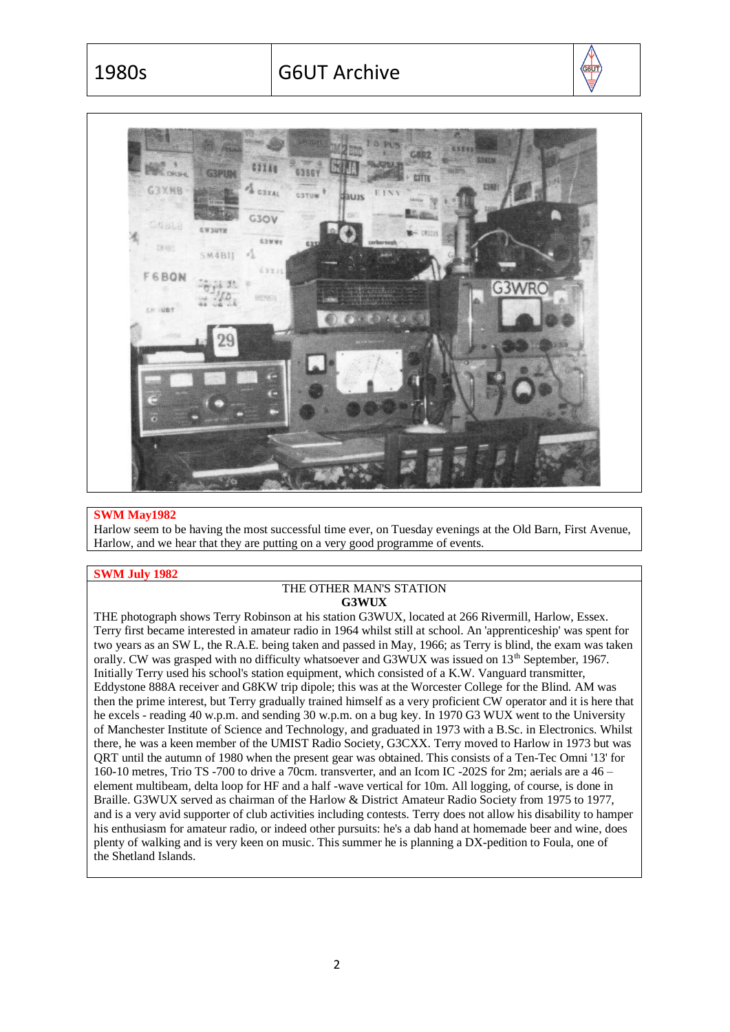**SWM May1982**

Harlow seem to be having the most successful time ever, on Tuesday evenings at the Old Barn, First Avenue, Harlow, and we hear that they are putting on a very good programme of events.

**SWM July 1982**

THE OTHER MAN'S STATION

**G3WUX**

THE photograph shows Terry Robinson at his station G3WUX, located at 266 Rivermill, Harlow, Essex. Terry first became interested in amateur radio in 1964 whilst still at school. An 'apprenticeship' was spent for two years as an SW L, the R.A.E. being taken and passed in May, 1966; as Terry is blind, the exam was taken orally. CW was grasped with no difficulty whatsoever and G3WUX was issued on 13th September, 1967. Initially Terry used his school's station equipment, which consisted of a K.W. Vanguard transmitter, Eddystone 888A receiver and G8KW trip dipole; this was at the Worcester College for the Blind. AM was then the prime interest, but Terry gradually trained himself as a very proficient CW operator and it is here that he excels - reading 40 w.p.m. and sending 30 w.p.m. on a bug key. In 1970 G3 WUX went to the University of Manchester Institute of Science and Technology, and graduated in 1973 with a B.Sc. in Electronics. Whilst there, he was a keen member of the UMIST Radio Society, G3CXX. Terry moved to Harlow in 1973 but was QRT until the autumn of 1980 when the present gear was obtained. This consists of a Ten-Tec Omni '13' for 160-10 metres, Trio TS -700 to drive a 70cm. transverter, and an Icom IC -202S for 2m; aerials are a 46 – element multibeam, delta loop for HF and a half -wave vertical for 10m. All logging, of course, is done in Braille. G3WUX served as chairman of the Harlow & District Amateur Radio Society from 1975 to 1977, and is a very avid supporter of club activities including contests. Terry does not allow his disability to hamper his enthusiasm for amateur radio, or indeed other pursuits: he's a dab hand at homemade beer and wine, does plenty of walking and is very keen on music. This summer he is planning a DX-pedition to Foula, one of the Shetland Islands.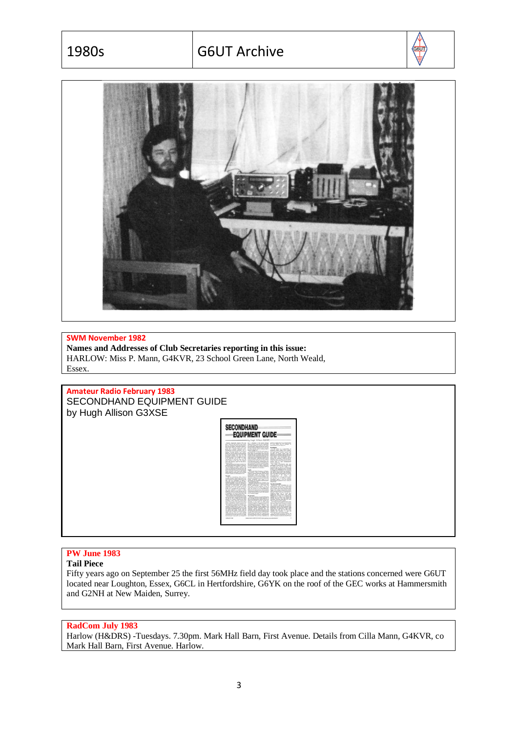**SWM November 1982**

**Names and Addresses of Club Secretaries reporting in this issue:**

HARLOW: Miss P. Mann, G4KVR, 23 School Green Lane, North Weald, Essex.

**Amateur Radio February 1983**

SECONDHAND EQUIPMENT GUIDE

by Hugh Allison G3XSE

**PW June 1983**

**Tail Piece**

Fifty years ago on September 25 the first 56MHz field day took place and the stations concerned were G6UT located near Loughton, Essex, G6CL in Hertfordshire, G6YK on the roof of the GEC works at Hammersmith and G2NH at New Maiden, Surrey.

**RadCom July 1983**

Harlow (H&DRS) -Tuesdays. 7.30pm. Mark Hall Barn, First Avenue. Details from Cilla Mann, G4KVR, co Mark Hall Barn, First Avenue. Harlow.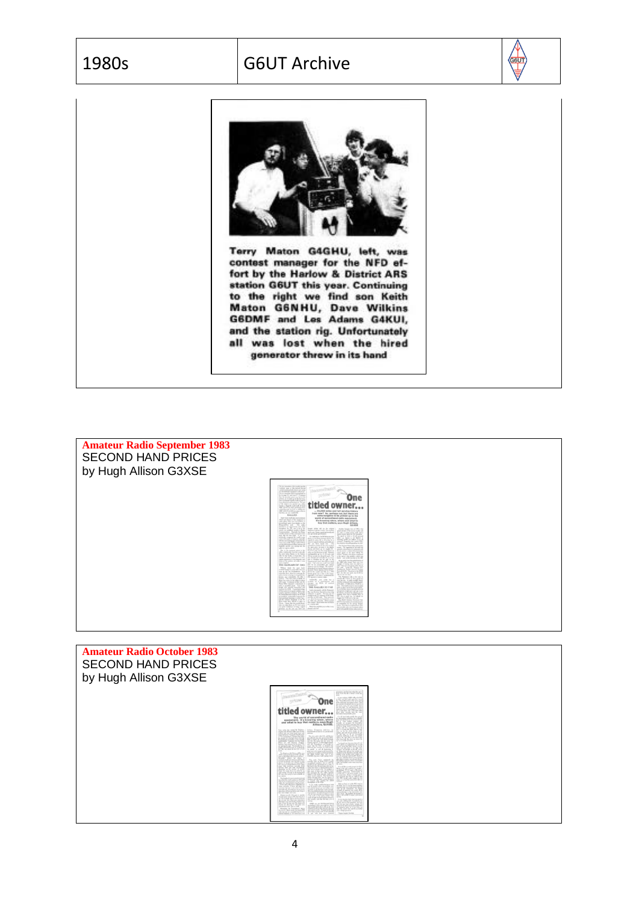Terry Maton G4GHU, left, was contest manager for the NFD effort by the Harlow & District ARS station G6UT this year. Continuing to the right we find son Keith Maton G6NHU, Dave Wilkins G6DMF and Les Adams G4KUI, and the station rig. Unfortunately all was lost when the hired generator threw in its hand

**Amateur Radio September 1983**
SECOND HAND PRICES
by Hugh Allison G3XSE

**Amateur Radio October 1983**
SECOND HAND PRICES
by Hugh Allison G3XSE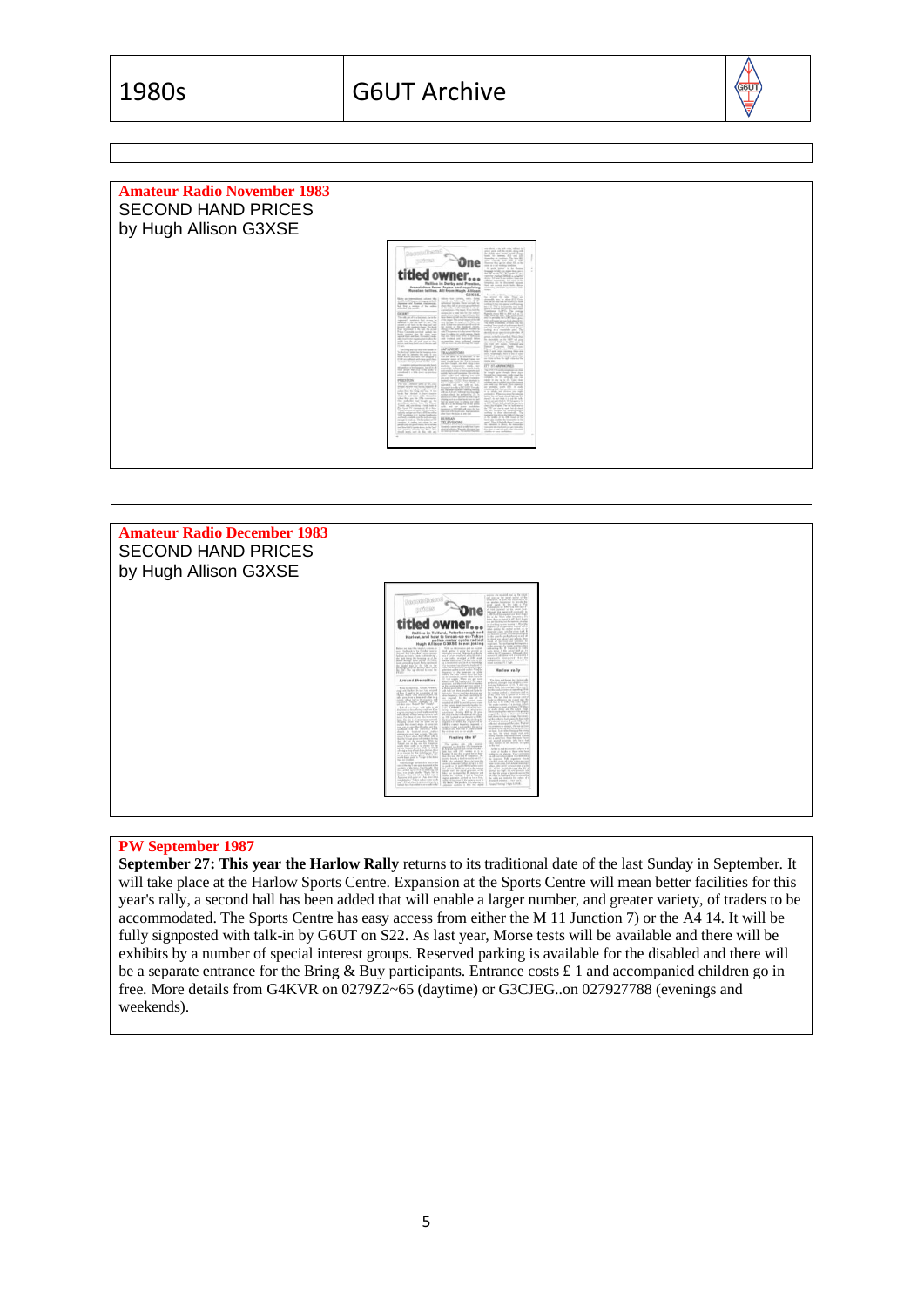**Amateur Radio November 1983**

SECOND HAND PRICES

by Hugh Allison G3XSE

**Amateur Radio December 1983**

SECOND HAND PRICES

by Hugh Allison G3XSE

**PW September 1987**

**September 27: This year the Harlow Rally** returns to its traditional date of the last Sunday in September. It will take place at the Harlow Sports Centre. Expansion at the Sports Centre will mean better facilities for this year's rally, a second hall has been added that will enable a larger number, and greater variety, of traders to be accommodated. The Sports Centre has easy access from either the M 11 Junction 7) or the A4 14. It will be fully signposted with talk-in by G6UT on S22. As last year, Morse tests will be available and there will be exhibits by a number of special interest groups. Reserved parking is available for the disabled and there will be a separate entrance for the Bring & Buy participants. Entrance costs £ 1 and accompanied children go in free. More details from G4KVR on 0279Z2~65 (daytime) or G3CJEG..on 027927788 (evenings and weekends).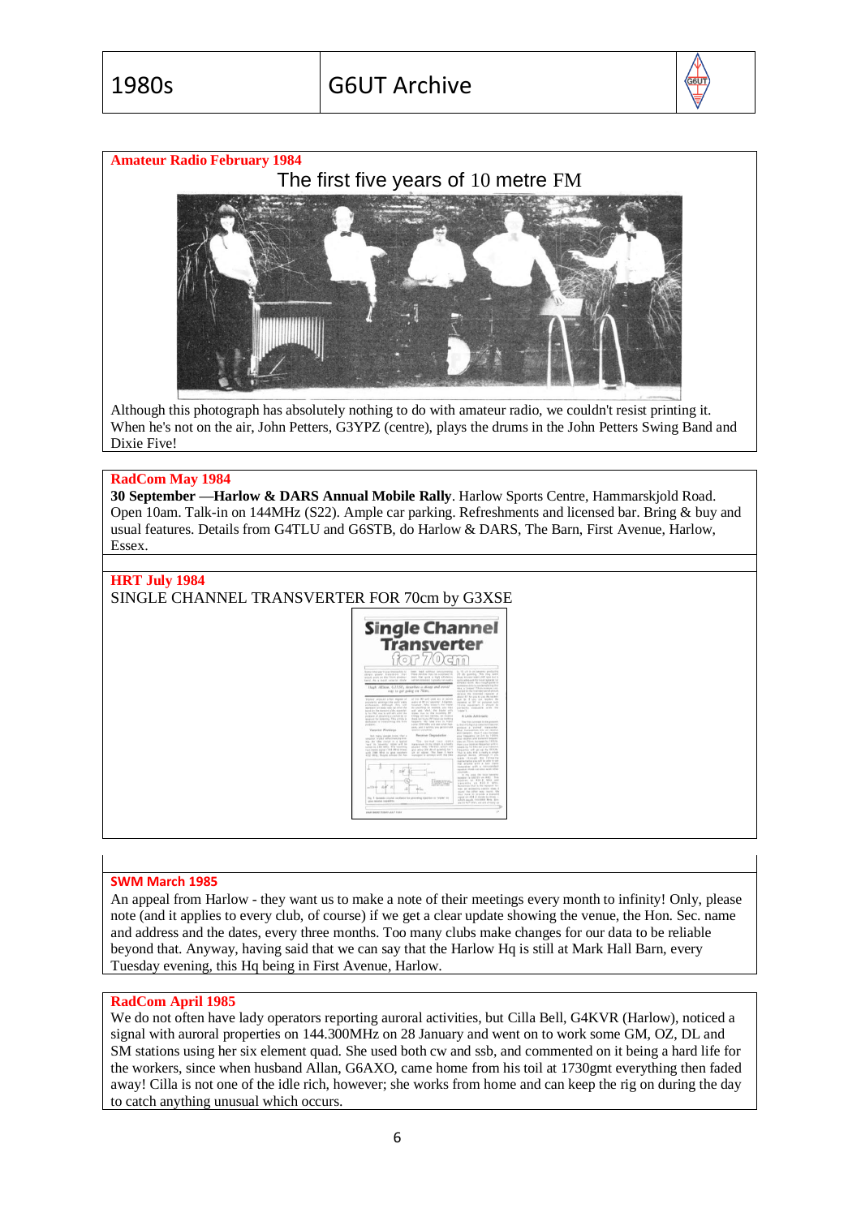**Amateur Radio February 1984**

## The first five years of 10 metre FM

Although this photograph has absolutely nothing to do with amateur radio, we couldn't resist printing it. When he's not on the air, John Petters, G3YPZ (centre), plays the drums in the John Petters Swing Band and Dixie Five!

**RadCom May 1984**

**30 September —Harlow & DARS Annual Mobile Rally**. Harlow Sports Centre, Hammarskjold Road. Open 10am. Talk-in on 144MHz (S22). Ample car parking. Refreshments and licensed bar. Bring & buy and usual features. Details from G4TLU and G6STB, do Harlow & DARS, The Barn, First Avenue, Harlow, Essex.

**HRT July 1984**

SINGLE CHANNEL TRANSVERTER FOR 70cm by G3XSE

**SWM March 1985**

An appeal from Harlow - they want us to make a note of their meetings every month to infinity! Only, please note (and it applies to every club, of course) if we get a clear update showing the venue, the Hon. Sec. name and address and the dates, every three months. Too many clubs make changes for our data to be reliable beyond that. Anyway, having said that we can say that the Harlow Hq is still at Mark Hall Barn, every Tuesday evening, this Hq being in First Avenue, Harlow.

**RadCom April 1985**

We do not often have lady operators reporting auroral activities, but Cilla Bell, G4KVR (Harlow), noticed a signal with auroral properties on 144.300MHz on 28 January and went on to work some GM, OZ, DL and SM stations using her six element quad. She used both cw and ssb, and commented on it being a hard life for the workers, since when husband Allan, G6AXO, came home from his toil at 1730gmt everything then faded away! Cilla is not one of the idle rich, however; she works from home and can keep the rig on during the day to catch anything unusual which occurs.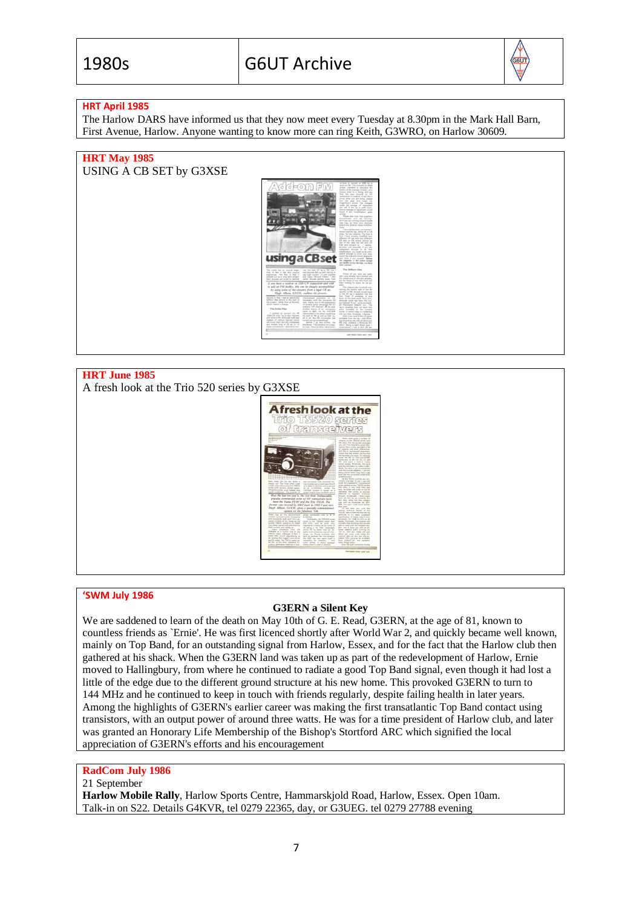**HRT April 1985**

The Harlow DARS have informed us that they now meet every Tuesday at 8.30pm in the Mark Hall Barn, First Avenue, Harlow. Anyone wanting to know more can ring Keith, G3WRO, on Harlow 30609.

**HRT May 1985**

USING A CB SET by G3XSE

**HRT June 1985**

A fresh look at the Trio 520 series by G3XSE

**'SWM July 1986**

**G3ERN a Silent Key**

We are saddened to learn of the death on May 10th of G. E. Read, G3ERN, at the age of 81, known to countless friends as `Ernie'. He was first licenced shortly after World War 2, and quickly became well known, mainly on Top Band, for an outstanding signal from Harlow, Essex, and for the fact that the Harlow club then gathered at his shack. When the G3ERN land was taken up as part of the redevelopment of Harlow, Ernie moved to Hallingbury, from where he continued to radiate a good Top Band signal, even though it had lost a little of the edge due to the different ground structure at his new home. This provoked G3ERN to turn to 144 MHz and he continued to keep in touch with friends regularly, despite failing health in later years. Among the highlights of G3ERN's earlier career was making the first transatlantic Top Band contact using transistors, with an output power of around three watts. He was for a time president of Harlow club, and later was granted an Honorary Life Membership of the Bishop's Stortford ARC which signified the local appreciation of G3ERN's efforts and his encouragement

**RadCom July 1986**

21 September

**Harlow Mobile Rally**, Harlow Sports Centre, Hammarskjold Road, Harlow, Essex. Open 10am. Talk-in on S22. Details G4KVR, tel 0279 22365, day, or G3UEG. tel 0279 27788 evening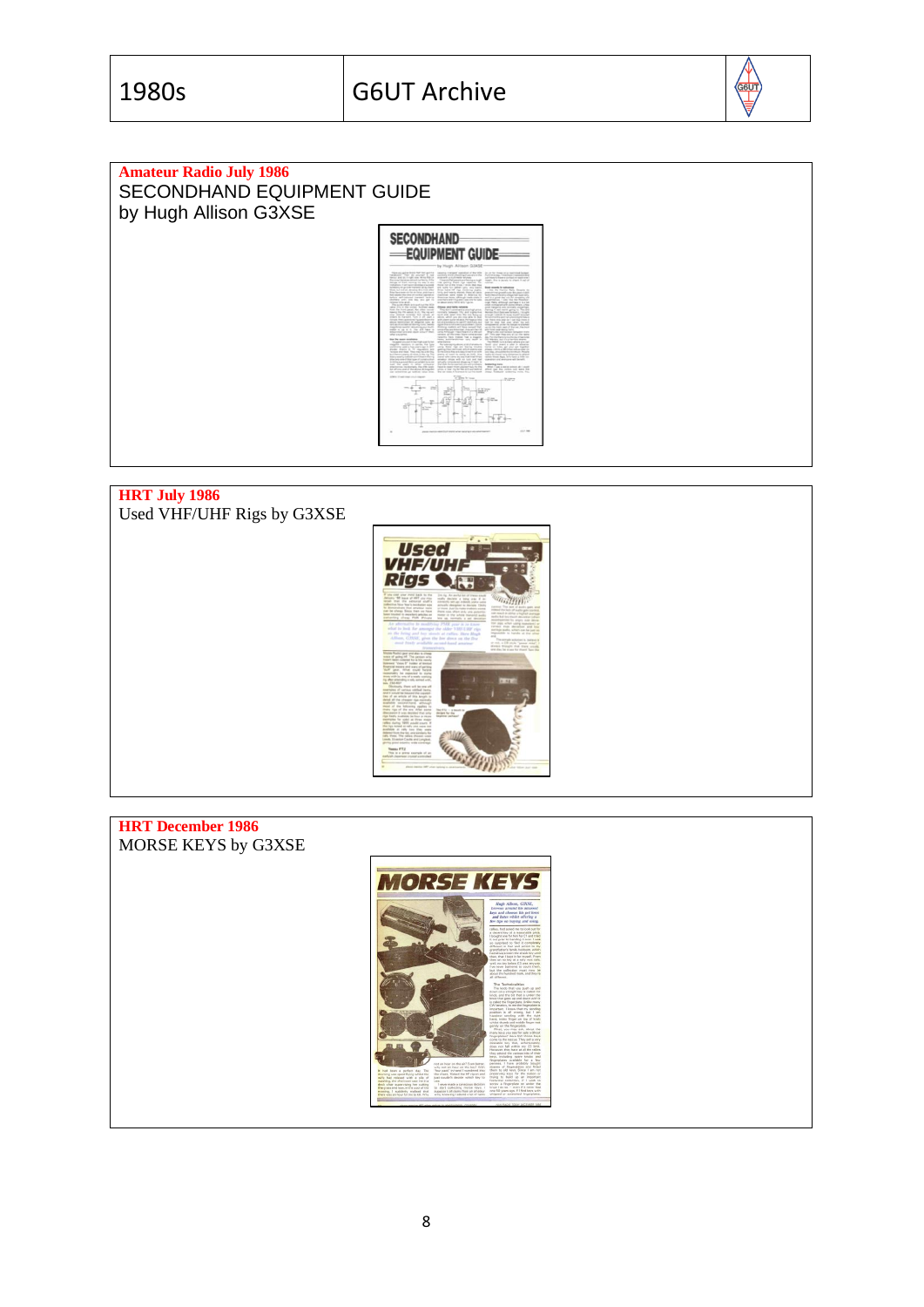**Amateur Radio July 1986**
SECONDHAND EQUIPMENT GUIDE
by Hugh Allison G3XSE

**HRT July 1986**
Used VHF/UHF Rigs by G3XSE

**HRT December 1986**
MORSE KEYS by G3XSE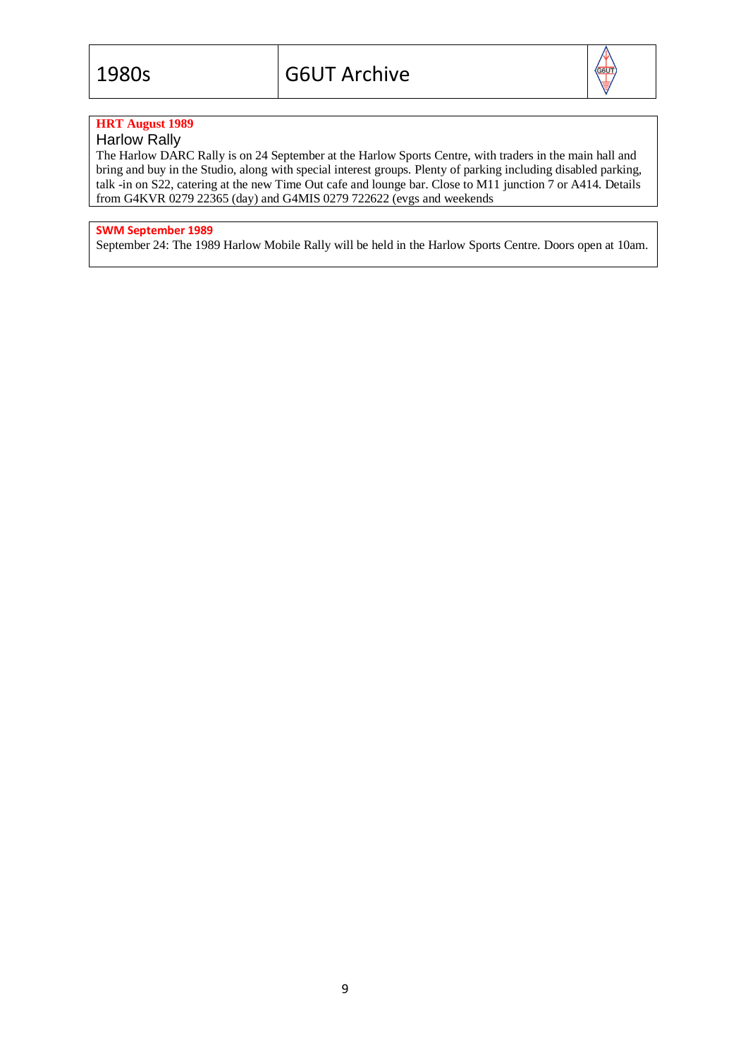**HRT August 1989**

Harlow Rally

The Harlow DARC Rally is on 24 September at the Harlow Sports Centre, with traders in the main hall and bring and buy in the Studio, along with special interest groups. Plenty of parking including disabled parking, talk -in on S22, catering at the new Time Out cafe and lounge bar. Close to M11 junction 7 or A414. Details from G4KVR 0279 22365 (day) and G4MIS 0279 722622 (evgs and weekends

**SWM September 1989**

September 24: The 1989 Harlow Mobile Rally will be held in the Harlow Sports Centre. Doors open at 10am.